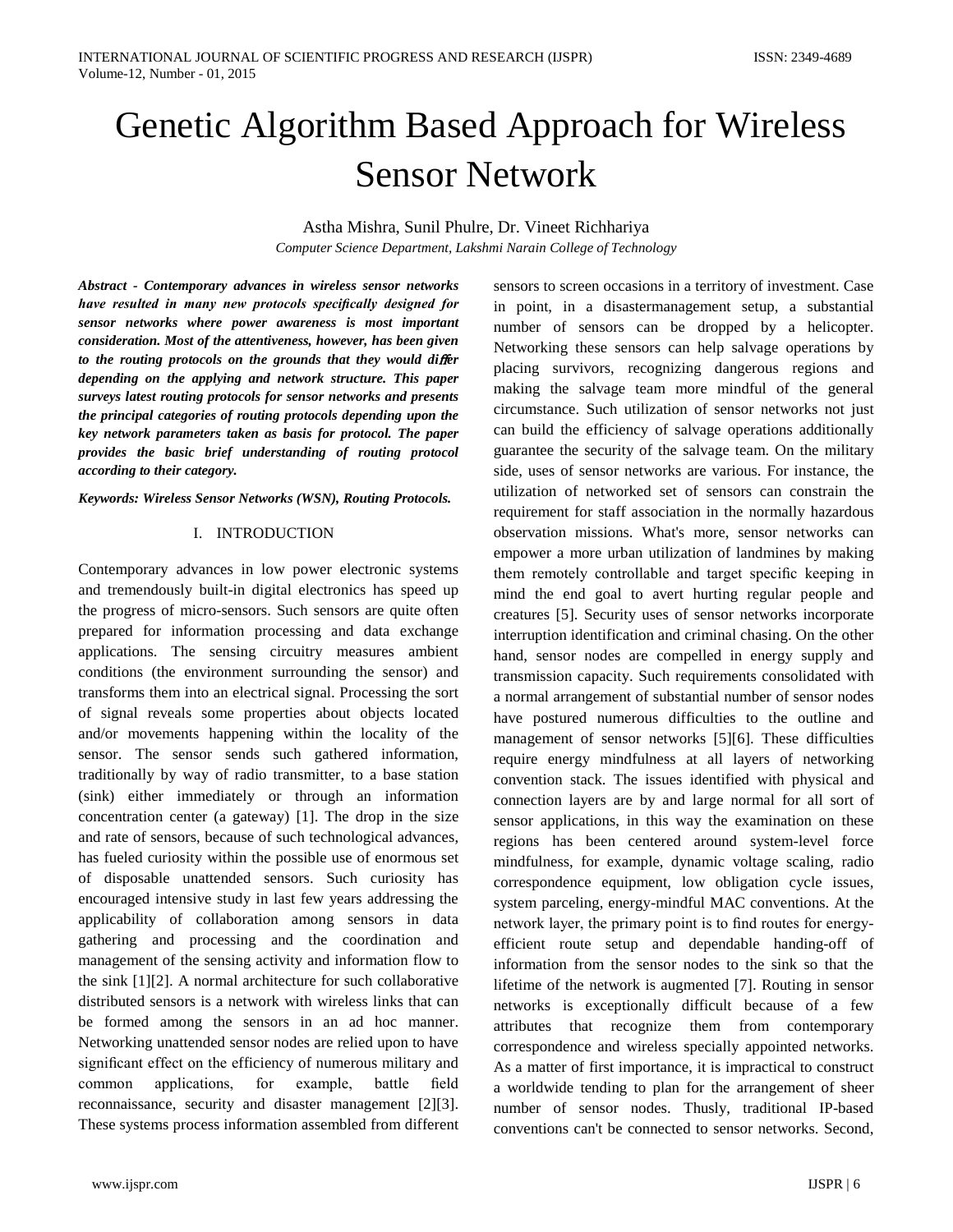# Genetic Algorithm Based Approach for Wireless Sensor Network

Astha Mishra, Sunil Phulre, Dr. Vineet Richhariya

*Computer Science Department, Lakshmi Narain College of Technology*

***Abstract - Contemporary advances in wireless sensor networks have resulted in many new protocols specifically designed for sensor networks where power awareness is most important consideration. Most of the attentiveness, however, has been given to the routing protocols on the grounds that they would differ depending on the applying and network structure. This paper surveys latest routing protocols for sensor networks and presents the principal categories of routing protocols depending upon the key network parameters taken as basis for protocol. The paper provides the basic brief understanding of routing protocol according to their category.***

***Keywords: Wireless Sensor Networks (WSN), Routing Protocols.***

## I. INTRODUCTION

Contemporary advances in low power electronic systems and tremendously built-in digital electronics has speed up the progress of micro-sensors. Such sensors are quite often prepared for information processing and data exchange applications. The sensing circuitry measures ambient conditions (the environment surrounding the sensor) and transforms them into an electrical signal. Processing the sort of signal reveals some properties about objects located and/or movements happening within the locality of the sensor. The sensor sends such gathered information, traditionally by way of radio transmitter, to a base station (sink) either immediately or through an information concentration center (a gateway) [1]. The drop in the size and rate of sensors, because of such technological advances, has fueled curiosity within the possible use of enormous set of disposable unattended sensors. Such curiosity has encouraged intensive study in last few years addressing the applicability of collaboration among sensors in data gathering and processing and the coordination and management of the sensing activity and information flow to the sink [1][2]. A normal architecture for such collaborative distributed sensors is a network with wireless links that can be formed among the sensors in an ad hoc manner. Networking unattended sensor nodes are relied upon to have significant effect on the efficiency of numerous military and common applications, for example, battle field reconnaissance, security and disaster management [2][3]. These systems process information assembled from different sensors to screen occasions in a territory of investment. Case in point, in a disastermanagement setup, a substantial number of sensors can be dropped by a helicopter. Networking these sensors can help salvage operations by placing survivors, recognizing dangerous regions and making the salvage team more mindful of the general circumstance. Such utilization of sensor networks not just can build the efficiency of salvage operations additionally guarantee the security of the salvage team. On the military side, uses of sensor networks are various. For instance, the utilization of networked set of sensors can constrain the requirement for staff association in the normally hazardous observation missions. What's more, sensor networks can empower a more urban utilization of landmines by making them remotely controllable and target specific keeping in mind the end goal to avert hurting regular people and creatures [5]. Security uses of sensor networks incorporate interruption identification and criminal chasing. On the other hand, sensor nodes are compelled in energy supply and transmission capacity. Such requirements consolidated with a normal arrangement of substantial number of sensor nodes have postured numerous difficulties to the outline and management of sensor networks [5][6]. These difficulties require energy mindfulness at all layers of networking convention stack. The issues identified with physical and connection layers are by and large normal for all sort of sensor applications, in this way the examination on these regions has been centered around system-level force mindfulness, for example, dynamic voltage scaling, radio correspondence equipment, low obligation cycle issues, system parceling, energy-mindful MAC conventions. At the network layer, the primary point is to find routes for energy-efficient route setup and dependable handing-off of information from the sensor nodes to the sink so that the lifetime of the network is augmented [7]. Routing in sensor networks is exceptionally difficult because of a few attributes that recognize them from contemporary correspondence and wireless specially appointed networks. As a matter of first importance, it is impractical to construct a worldwide tending to plan for the arrangement of sheer number of sensor nodes. Thusly, traditional IP-based conventions can't be connected to sensor networks. Second,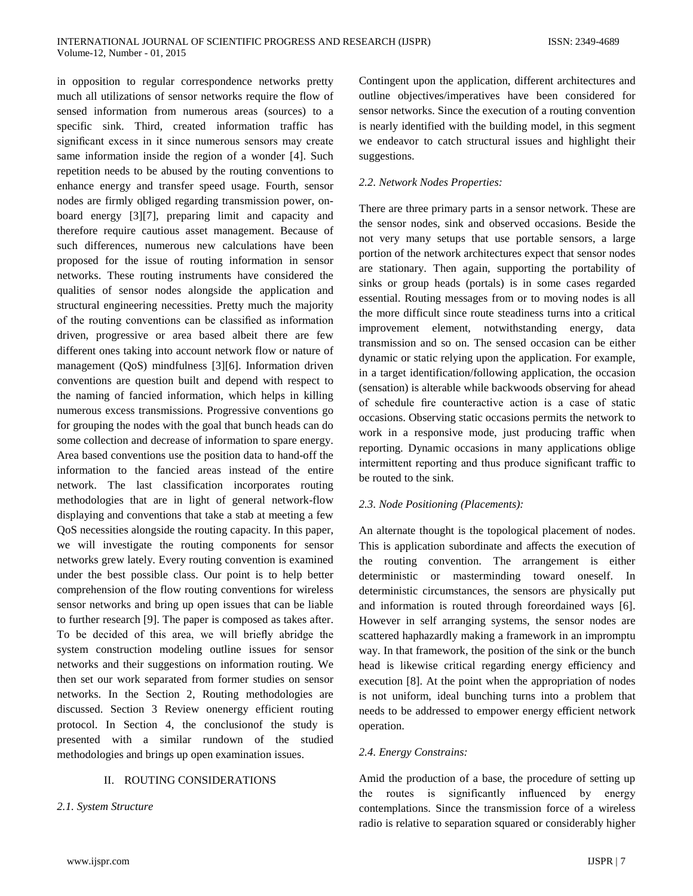in opposition to regular correspondence networks pretty much all utilizations of sensor networks require the flow of sensed information from numerous areas (sources) to a specific sink. Third, created information traffic has significant excess in it since numerous sensors may create same information inside the region of a wonder [4]. Such repetition needs to be abused by the routing conventions to enhance energy and transfer speed usage. Fourth, sensor nodes are firmly obliged regarding transmission power, on-board energy [3][7], preparing limit and capacity and therefore require cautious asset management. Because of such differences, numerous new calculations have been proposed for the issue of routing information in sensor networks. These routing instruments have considered the qualities of sensor nodes alongside the application and structural engineering necessities. Pretty much the majority of the routing conventions can be classified as information driven, progressive or area based albeit there are few different ones taking into account network flow or nature of management (QoS) mindfulness [3][6]. Information driven conventions are question built and depend with respect to the naming of fancied information, which helps in killing numerous excess transmissions. Progressive conventions go for grouping the nodes with the goal that bunch heads can do some collection and decrease of information to spare energy. Area based conventions use the position data to hand-off the information to the fancied areas instead of the entire network. The last classification incorporates routing methodologies that are in light of general network-flow displaying and conventions that take a stab at meeting a few QoS necessities alongside the routing capacity. In this paper, we will investigate the routing components for sensor networks grew lately. Every routing convention is examined under the best possible class. Our point is to help better comprehension of the flow routing conventions for wireless sensor networks and bring up open issues that can be liable to further research [9]. The paper is composed as takes after. To be decided of this area, we will briefly abridge the system construction modeling outline issues for sensor networks and their suggestions on information routing. We then set our work separated from former studies on sensor networks. In the Section 2, Routing methodologies are discussed. Section 3 Review onenergy efficient routing protocol. In Section 4, the conclusionof the study is presented with a similar rundown of the studied methodologies and brings up open examination issues.

## II. ROUTING CONSIDERATIONS

### *2.1. System Structure*

Contingent upon the application, different architectures and outline objectives/imperatives have been considered for sensor networks. Since the execution of a routing convention is nearly identified with the building model, in this segment we endeavor to catch structural issues and highlight their suggestions.

### *2.2. Network Nodes Properties:*

There are three primary parts in a sensor network. These are the sensor nodes, sink and observed occasions. Beside the not very many setups that use portable sensors, a large portion of the network architectures expect that sensor nodes are stationary. Then again, supporting the portability of sinks or group heads (portals) is in some cases regarded essential. Routing messages from or to moving nodes is all the more difficult since route steadiness turns into a critical improvement element, notwithstanding energy, data transmission and so on. The sensed occasion can be either dynamic or static relying upon the application. For example, in a target identification/following application, the occasion (sensation) is alterable while backwoods observing for ahead of schedule fire counteractive action is a case of static occasions. Observing static occasions permits the network to work in a responsive mode, just producing traffic when reporting. Dynamic occasions in many applications oblige intermittent reporting and thus produce significant traffic to be routed to the sink.

### *2.3. Node Positioning (Placements):*

An alternate thought is the topological placement of nodes. This is application subordinate and affects the execution of the routing convention. The arrangement is either deterministic or masterminding toward oneself. In deterministic circumstances, the sensors are physically put and information is routed through foreordained ways [6]. However in self arranging systems, the sensor nodes are scattered haphazardly making a framework in an impromptu way. In that framework, the position of the sink or the bunch head is likewise critical regarding energy efficiency and execution [8]. At the point when the appropriation of nodes is not uniform, ideal bunching turns into a problem that needs to be addressed to empower energy efficient network operation.

### *2.4. Energy Constrains:*

Amid the production of a base, the procedure of setting up the routes is significantly influenced by energy contemplations. Since the transmission force of a wireless radio is relative to separation squared or considerably higher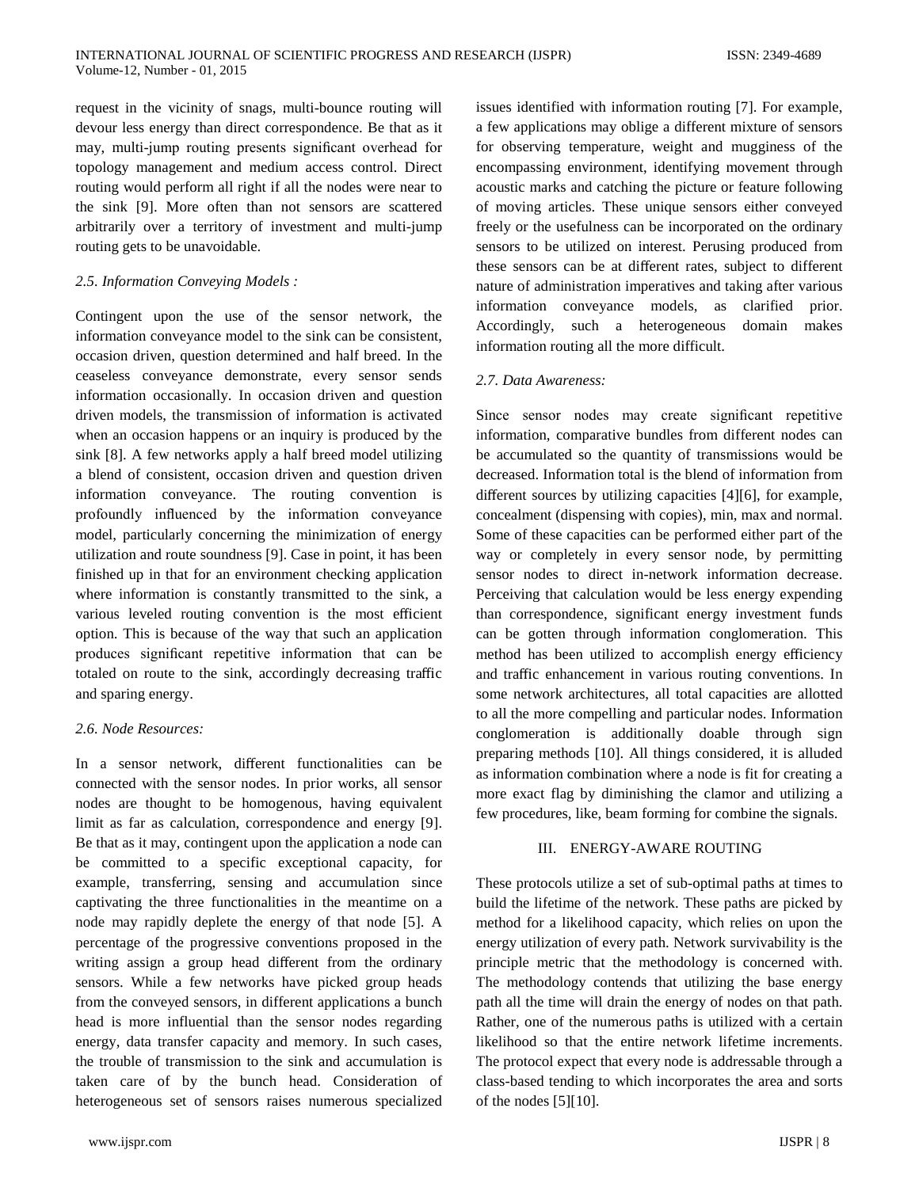request in the vicinity of snags, multi-bounce routing will devour less energy than direct correspondence. Be that as it may, multi-jump routing presents significant overhead for topology management and medium access control. Direct routing would perform all right if all the nodes were near to the sink [9]. More often than not sensors are scattered arbitrarily over a territory of investment and multi-jump routing gets to be unavoidable.

*2.5. Information Conveying Models :*

Contingent upon the use of the sensor network, the information conveyance model to the sink can be consistent, occasion driven, question determined and half breed. In the ceaseless conveyance demonstrate, every sensor sends information occasionally. In occasion driven and question driven models, the transmission of information is activated when an occasion happens or an inquiry is produced by the sink [8]. A few networks apply a half breed model utilizing a blend of consistent, occasion driven and question driven information conveyance. The routing convention is profoundly influenced by the information conveyance model, particularly concerning the minimization of energy utilization and route soundness [9]. Case in point, it has been finished up in that for an environment checking application where information is constantly transmitted to the sink, a various leveled routing convention is the most efficient option. This is because of the way that such an application produces significant repetitive information that can be totaled on route to the sink, accordingly decreasing traffic and sparing energy.

*2.6. Node Resources:*

In a sensor network, different functionalities can be connected with the sensor nodes. In prior works, all sensor nodes are thought to be homogenous, having equivalent limit as far as calculation, correspondence and energy [9]. Be that as it may, contingent upon the application a node can be committed to a specific exceptional capacity, for example, transferring, sensing and accumulation since captivating the three functionalities in the meantime on a node may rapidly deplete the energy of that node [5]. A percentage of the progressive conventions proposed in the writing assign a group head different from the ordinary sensors. While a few networks have picked group heads from the conveyed sensors, in different applications a bunch head is more influential than the sensor nodes regarding energy, data transfer capacity and memory. In such cases, the trouble of transmission to the sink and accumulation is taken care of by the bunch head. Consideration of heterogeneous set of sensors raises numerous specialized issues identified with information routing [7]. For example, a few applications may oblige a different mixture of sensors for observing temperature, weight and mugginess of the encompassing environment, identifying movement through acoustic marks and catching the picture or feature following of moving articles. These unique sensors either conveyed freely or the usefulness can be incorporated on the ordinary sensors to be utilized on interest. Perusing produced from these sensors can be at different rates, subject to different nature of administration imperatives and taking after various information conveyance models, as clarified prior. Accordingly, such a heterogeneous domain makes information routing all the more difficult.

*2.7. Data Awareness:*

Since sensor nodes may create significant repetitive information, comparative bundles from different nodes can be accumulated so the quantity of transmissions would be decreased. Information total is the blend of information from different sources by utilizing capacities [4][6], for example, concealment (dispensing with copies), min, max and normal. Some of these capacities can be performed either part of the way or completely in every sensor node, by permitting sensor nodes to direct in-network information decrease. Perceiving that calculation would be less energy expending than correspondence, significant energy investment funds can be gotten through information conglomeration. This method has been utilized to accomplish energy efficiency and traffic enhancement in various routing conventions. In some network architectures, all total capacities are allotted to all the more compelling and particular nodes. Information conglomeration is additionally doable through sign preparing methods [10]. All things considered, it is alluded as information combination where a node is fit for creating a more exact flag by diminishing the clamor and utilizing a few procedures, like, beam forming for combine the signals.

## III. ENERGY-AWARE ROUTING

These protocols utilize a set of sub-optimal paths at times to build the lifetime of the network. These paths are picked by method for a likelihood capacity, which relies on upon the energy utilization of every path. Network survivability is the principle metric that the methodology is concerned with. The methodology contends that utilizing the base energy path all the time will drain the energy of nodes on that path. Rather, one of the numerous paths is utilized with a certain likelihood so that the entire network lifetime increments. The protocol expect that every node is addressable through a class-based tending to which incorporates the area and sorts of the nodes [5][10].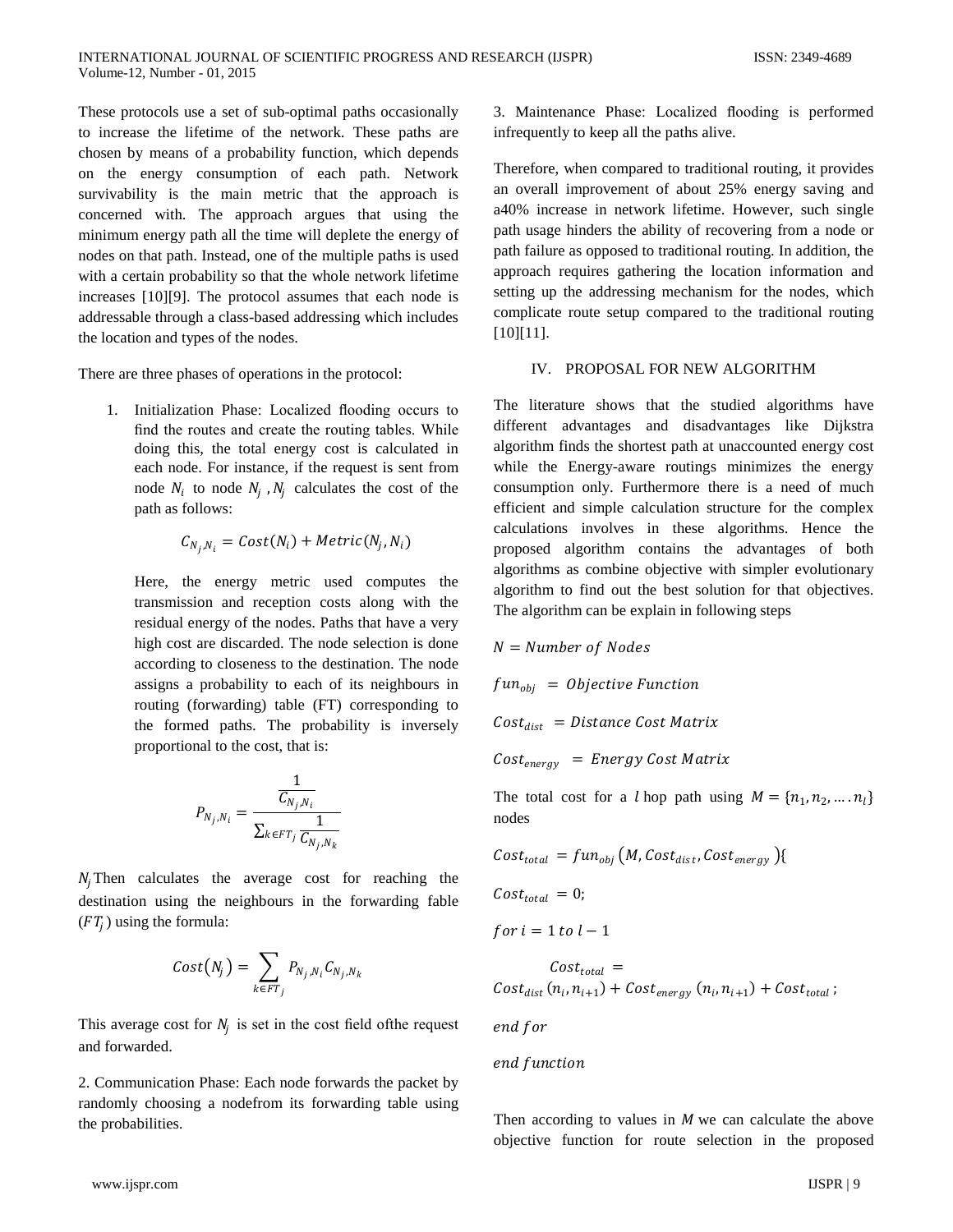These protocols use a set of sub-optimal paths occasionally to increase the lifetime of the network. These paths are chosen by means of a probability function, which depends on the energy consumption of each path. Network survivability is the main metric that the approach is concerned with. The approach argues that using the minimum energy path all the time will deplete the energy of nodes on that path. Instead, one of the multiple paths is used with a certain probability so that the whole network lifetime increases [10][9]. The protocol assumes that each node is addressable through a class-based addressing which includes the location and types of the nodes.

There are three phases of operations in the protocol:

1. Initialization Phase: Localized flooding occurs to find the routes and create the routing tables. While doing this, the total energy cost is calculated in each node. For instance, if the request is sent from node $N_i$ to node $N_j$ , $N_j$ calculates the cost of the path as follows:

$$C_{N_j,N_i} = Cost(N_i) + Metric(N_j, N_i)$$

   Here, the energy metric used computes the transmission and reception costs along with the residual energy of the nodes. Paths that have a very high cost are discarded. The node selection is done according to closeness to the destination. The node assigns a probability to each of its neighbours in routing (forwarding) table (FT) corresponding to the formed paths. The probability is inversely proportional to the cost, that is:

$$P_{N_j,N_i} = \frac{\frac{1}{C_{N_j,N_i}}}{\sum_{k \in FT_j} \frac{1}{C_{N_j,N_k}}}$$

$N_j$ Then calculates the average cost for reaching the destination using the neighbours in the forwarding fable ($FT_j$) using the formula:

$$Cost(N_j) = \sum_{k \in FT_j} P_{N_j,N_i} C_{N_j,N_k}$$

This average cost for $N_j$ is set in the cost field ofthe request and forwarded.

2. Communication Phase: Each node forwards the packet by randomly choosing a nodefrom its forwarding table using the probabilities.

3. Maintenance Phase: Localized flooding is performed infrequently to keep all the paths alive.

Therefore, when compared to traditional routing, it provides an overall improvement of about 25% energy saving and a40% increase in network lifetime. However, such single path usage hinders the ability of recovering from a node or path failure as opposed to traditional routing. In addition, the approach requires gathering the location information and setting up the addressing mechanism for the nodes, which complicate route setup compared to the traditional routing [10][11].

## IV. PROPOSAL FOR NEW ALGORITHM

The literature shows that the studied algorithms have different advantages and disadvantages like Dijkstra algorithm finds the shortest path at unaccounted energy cost while the Energy-aware routings minimizes the energy consumption only. Furthermore there is a need of much efficient and simple calculation structure for the complex calculations involves in these algorithms. Hence the proposed algorithm contains the advantages of both algorithms as combine objective with simpler evolutionary algorithm to find out the best solution for that objectives. The algorithm can be explain in following steps

$N = Number\ of\ Nodes$

$fun_{obj} = Objective\ Function$

$Cost_{dist} = Distance\ Cost\ Matrix$

$Cost_{energy} = Energy\ Cost\ Matrix$

The total cost for a $l$ hop path using $M = \{n_1, n_2, \dots . n_l\}$ nodes

$Cost_{total} = fun_{obj}\left(M, Cost_{dist}, Cost_{energy}\right)\{$

$Cost_{total} = 0;$

$for\ i = 1\ to\ l - 1$

$Cost_{total} = Cost_{dist}\,(n_i, n_{i+1}) + Cost_{energy}\,(n_i, n_{i+1}) + Cost_{total}\,;$

$end\ for$

$end\ function$

Then according to values in $M$ we can calculate the above objective function for route selection in the proposed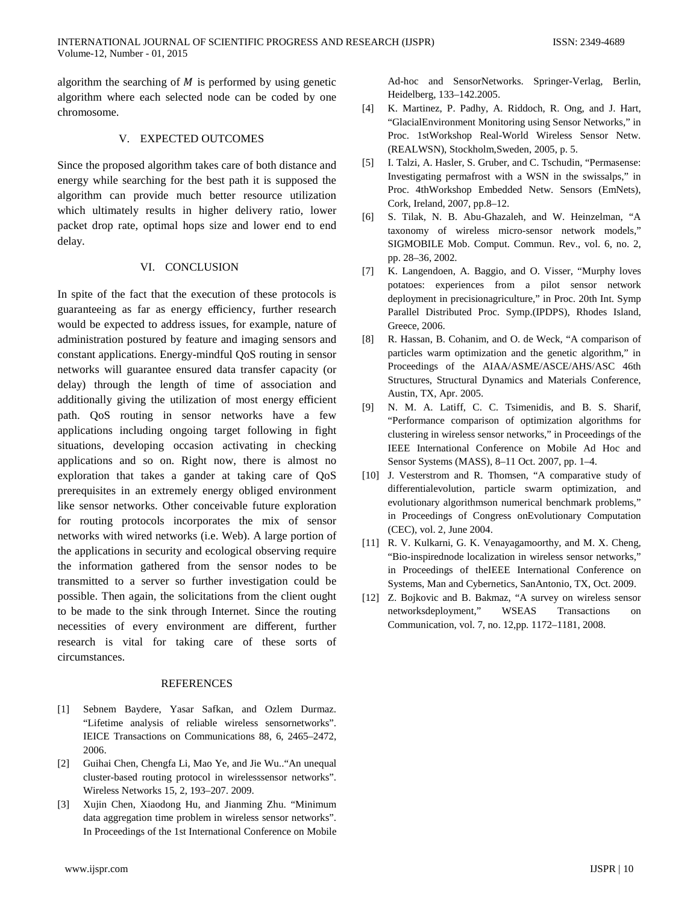algorithm the searching of $M$ is performed by using genetic algorithm where each selected node can be coded by one chromosome.

## V. EXPECTED OUTCOMES

Since the proposed algorithm takes care of both distance and energy while searching for the best path it is supposed the algorithm can provide much better resource utilization which ultimately results in higher delivery ratio, lower packet drop rate, optimal hops size and lower end to end delay.

## VI. CONCLUSION

In spite of the fact that the execution of these protocols is guaranteeing as far as energy efficiency, further research would be expected to address issues, for example, nature of administration postured by feature and imaging sensors and constant applications. Energy-mindful QoS routing in sensor networks will guarantee ensured data transfer capacity (or delay) through the length of time of association and additionally giving the utilization of most energy efficient path. QoS routing in sensor networks have a few applications including ongoing target following in fight situations, developing occasion activating in checking applications and so on. Right now, there is almost no exploration that takes a gander at taking care of QoS prerequisites in an extremely energy obliged environment like sensor networks. Other conceivable future exploration for routing protocols incorporates the mix of sensor networks with wired networks (i.e. Web). A large portion of the applications in security and ecological observing require the information gathered from the sensor nodes to be transmitted to a server so further investigation could be possible. Then again, the solicitations from the client ought to be made to the sink through Internet. Since the routing necessities of every environment are different, further research is vital for taking care of these sorts of circumstances.

## REFERENCES

[1] Sebnem Baydere, Yasar Safkan, and Ozlem Durmaz. "Lifetime analysis of reliable wireless sensornetworks". IEICE Transactions on Communications 88, 6, 2465–2472, 2006.

[2] Guihai Chen, Chengfa Li, Mao Ye, and Jie Wu.."An unequal cluster-based routing protocol in wirelesssensor networks". Wireless Networks 15, 2, 193–207. 2009.

[3] Xujin Chen, Xiaodong Hu, and Jianming Zhu. "Minimum data aggregation time problem in wireless sensor networks". In Proceedings of the 1st International Conference on Mobile Ad-hoc and SensorNetworks. Springer-Verlag, Berlin, Heidelberg, 133–142.2005.

[4] K. Martinez, P. Padhy, A. Riddoch, R. Ong, and J. Hart, "GlacialEnvironment Monitoring using Sensor Networks," in Proc. 1stWorkshop Real-World Wireless Sensor Netw. (REALWSN), Stockholm,Sweden, 2005, p. 5.

[5] I. Talzi, A. Hasler, S. Gruber, and C. Tschudin, "Permasense: Investigating permafrost with a WSN in the swissalps," in Proc. 4thWorkshop Embedded Netw. Sensors (EmNets), Cork, Ireland, 2007, pp.8–12.

[6] S. Tilak, N. B. Abu-Ghazaleh, and W. Heinzelman, "A taxonomy of wireless micro-sensor network models," SIGMOBILE Mob. Comput. Commun. Rev., vol. 6, no. 2, pp. 28–36, 2002.

[7] K. Langendoen, A. Baggio, and O. Visser, "Murphy loves potatoes: experiences from a pilot sensor network deployment in precisionagriculture," in Proc. 20th Int. Symp Parallel Distributed Proc. Symp.(IPDPS), Rhodes Island, Greece, 2006.

[8] R. Hassan, B. Cohanim, and O. de Weck, "A comparison of particles warm optimization and the genetic algorithm," in Proceedings of the AIAA/ASME/ASCE/AHS/ASC 46th Structures, Structural Dynamics and Materials Conference, Austin, TX, Apr. 2005.

[9] N. M. A. Latiff, C. C. Tsimenidis, and B. S. Sharif, "Performance comparison of optimization algorithms for clustering in wireless sensor networks," in Proceedings of the IEEE International Conference on Mobile Ad Hoc and Sensor Systems (MASS), 8–11 Oct. 2007, pp. 1–4.

[10] J. Vesterstrom and R. Thomsen, "A comparative study of differentialevolution, particle swarm optimization, and evolutionary algorithmson numerical benchmark problems," in Proceedings of Congress onEvolutionary Computation (CEC), vol. 2, June 2004.

[11] R. V. Kulkarni, G. K. Venayagamoorthy, and M. X. Cheng, "Bio-inspirednode localization in wireless sensor networks," in Proceedings of theIEEE International Conference on Systems, Man and Cybernetics, SanAntonio, TX, Oct. 2009.

[12] Z. Bojkovic and B. Bakmaz, "A survey on wireless sensor networksdeployment," WSEAS Transactions on Communication, vol. 7, no. 12,pp. 1172–1181, 2008.